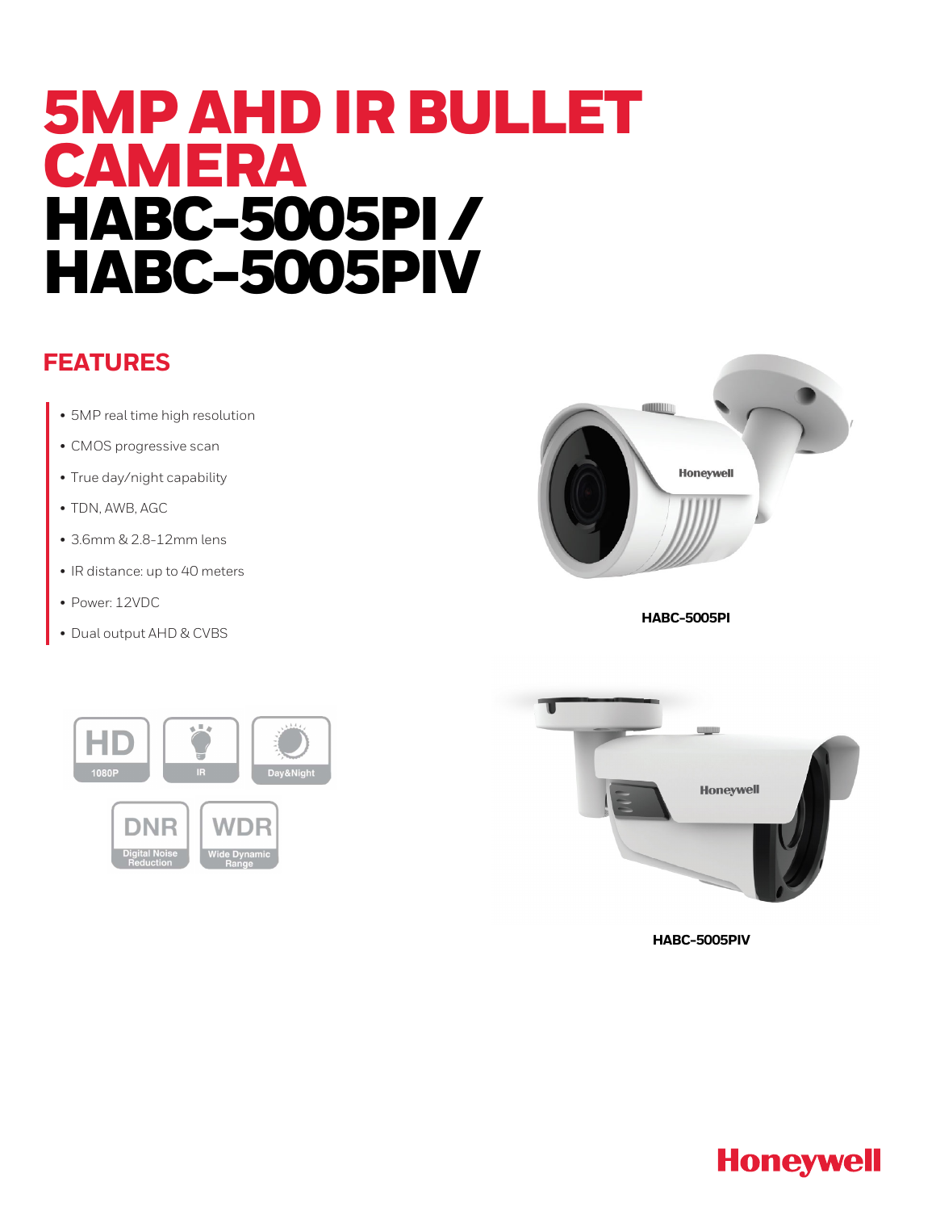# 5MP AHD IR BULLET CAMERA
# HABC-5005PI / HABC-5005PIV

## FEATURES

- 5MP real time high resolution
- CMOS progressive scan
- True day/night capability
- TDN, AWB, AGC
- 3.6mm & 2.8-12mm lens
- IR distance: up to 40 meters
- Power: 12VDC
- Dual output AHD & CVBS

HD 1080P | IR | Day&Night | DNR Digital Noise Reduction | WDR Wide Dynamic Range

**HABC-5005PI**

**HABC-5005PIV**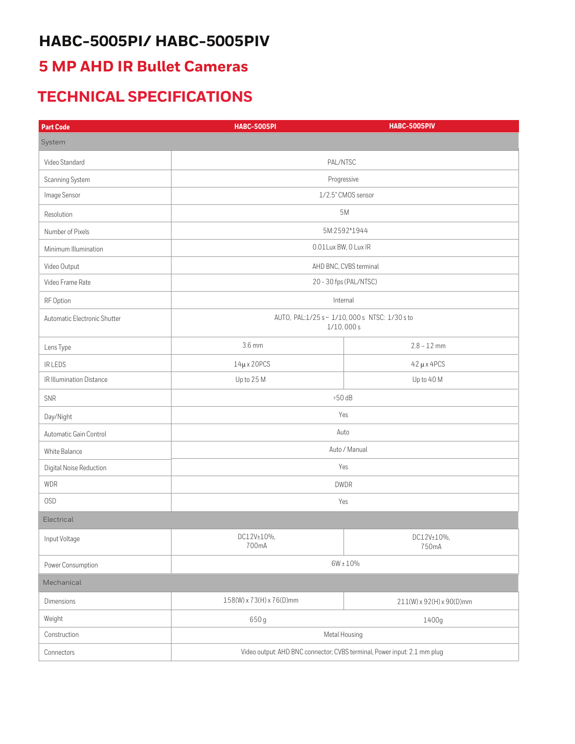# HABC-5005PI/ HABC-5005PIV

## 5 MP AHD IR Bullet Cameras

## TECHNICAL SPECIFICATIONS

| Part Code | HABC-5005PI | HABC-5005PIV |
|---|---|---|
| **System** | | |
| Video Standard | PAL/NTSC | |
| Scanning System | Progressive | |
| Image Sensor | 1/2.5" CMOS sensor | |
| Resolution | 5M | |
| Number of Pixels | 5M:2592*1944 | |
| Minimum Illumination | 0.01Lux BW, 0 Lux IR | |
| Video Output | AHD BNC, CVBS terminal | |
| Video Frame Rate | 20 - 30 fps (PAL/NTSC) | |
| RF Option | Internal | |
| Automatic Electronic Shutter | AUTO, PAL:1/25 s ~ 1/10, 000 s NTSC: 1/30 s to 1/10, 000 s | |
| Lens Type | 3.6 mm | 2.8 – 12 mm |
| IR LEDS | 14µ x 20PCS | 42 µ x 4PCS |
| IR Illumination Distance | Up to 25 M | Up to 40 M |
| SNR | >50 dB | |
| Day/Night | Yes | |
| Automatic Gain Control | Auto | |
| White Balance | Auto / Manual | |
| Digital Noise Reduction | Yes | |
| WDR | DWDR | |
| OSD | Yes | |
| **Electrical** | | |
| Input Voltage | DC12V±10%, 700mA | DC12V±10%, 750mA |
| Power Consumption | 6W ± 10% | |
| **Mechanical** | | |
| Dimensions | 158(W) x 73(H) x 76(D)mm | 211(W) x 92(H) x 90(D)mm |
| Weight | 650 g | 1400g |
| Construction | Metal Housing | |
| Connectors | Video output: AHD BNC connector; CVBS terminal, Power input: 2.1 mm plug | |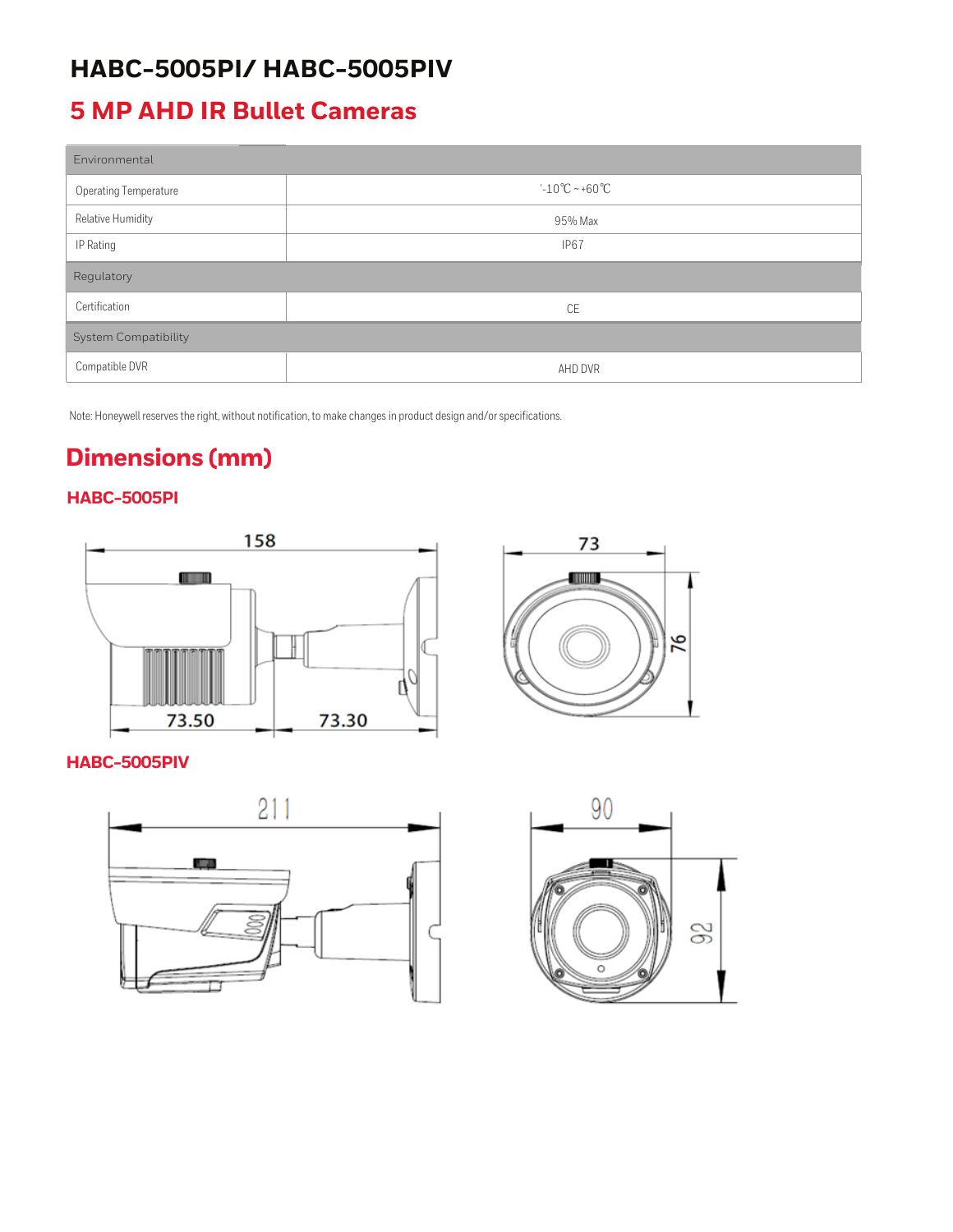# HABC-5005PI/ HABC-5005PIV

## 5 MP AHD IR Bullet Cameras

| Environmental | |
|---|---|
| Operating Temperature | '-10℃ ~ +60℃ |
| Relative Humidity | 95% Max |
| IP Rating | IP67 |
| **Regulatory** | |
| Certification | CE |
| **System Compatibility** | |
| Compatible DVR | AHD DVR |

Note: Honeywell reserves the right, without notification, to make changes in product design and/or specifications.

## Dimensions (mm)

### HABC-5005PI

158

73.50

73.30

73

76

### HABC-5005PIV

211

90

92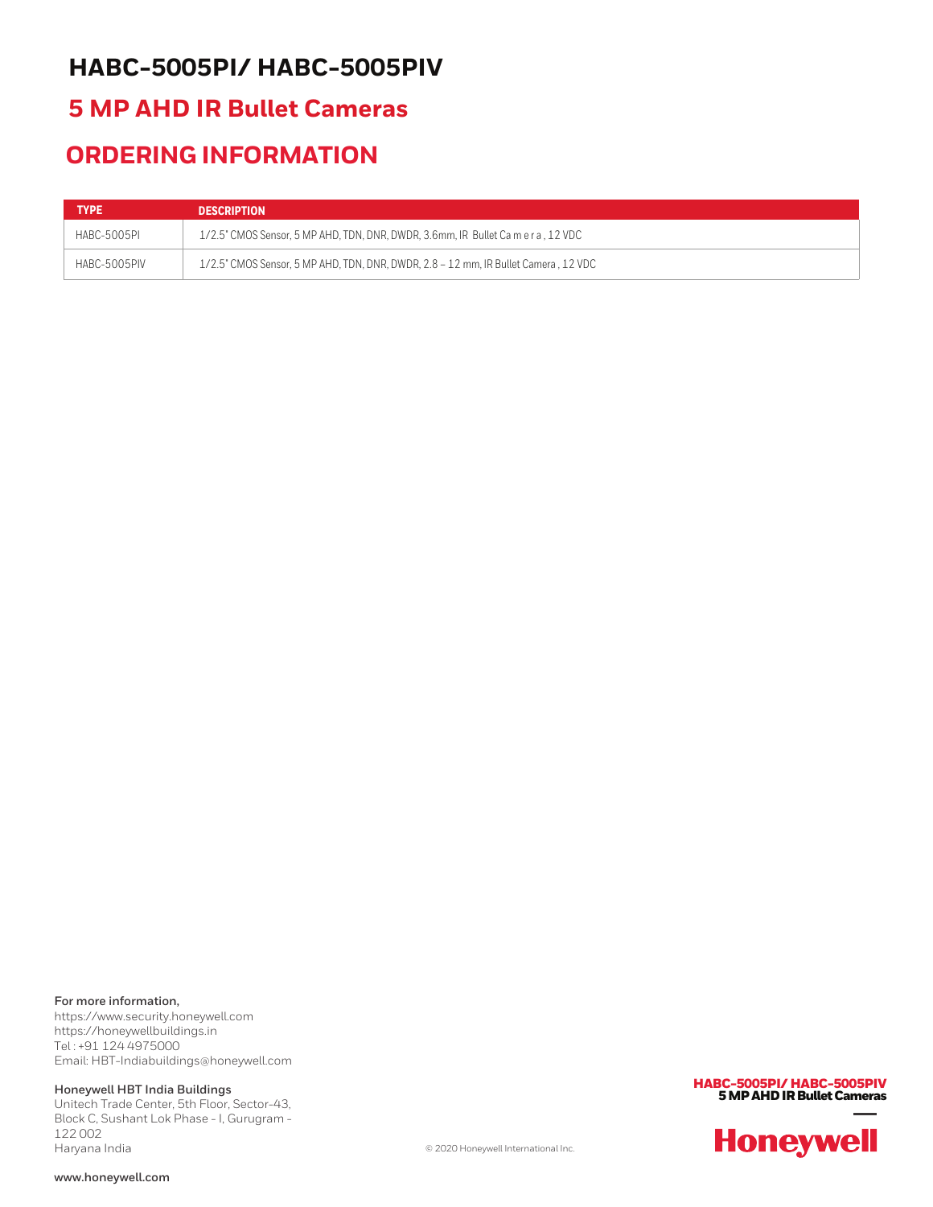# HABC-5005PI/ HABC-5005PIV

## 5 MP AHD IR Bullet Cameras

## ORDERING INFORMATION

| TYPE | DESCRIPTION |
|---|---|
| HABC-5005PI | 1/2.5" CMOS Sensor, 5 MP AHD, TDN, DNR, DWDR, 3.6mm, IR Bullet Camera, 12 VDC |
| HABC-5005PIV | 1/2.5" CMOS Sensor, 5 MP AHD, TDN, DNR, DWDR, 2.8 – 12 mm, IR Bullet Camera, 12 VDC |

**For more information,**
https://www.security.honeywell.com
https://honeywellbuildings.in
Tel : +91 124 4975000
Email: HBT-Indiabuildings@honeywell.com

**Honeywell HBT India Buildings**
Unitech Trade Center, 5th Floor, Sector-43,
Block C, Sushant Lok Phase - I, Gurugram -
122 002
Haryana India

**www.honeywell.com**

© 2020 Honeywell International Inc.